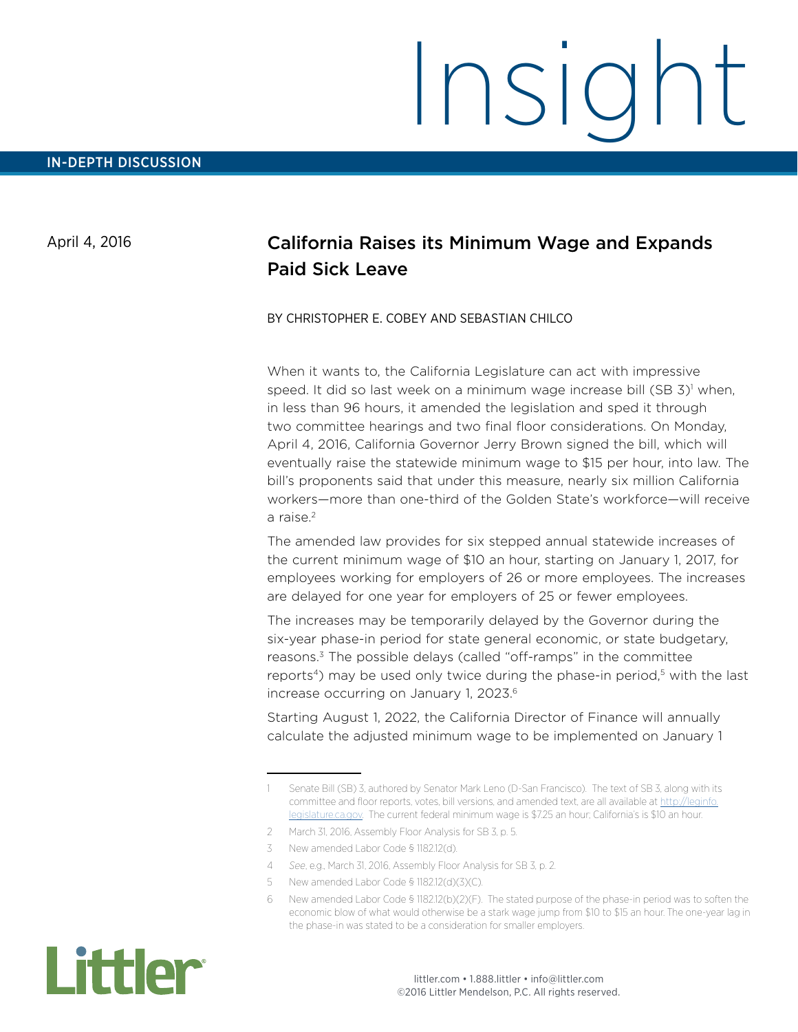# Insight

IN-DEPTH DISCUSSION

April 4, 2016

## California Raises its Minimum Wage and Expands Paid Sick Leave

BY CHRISTOPHER E. COBEY AND SEBASTIAN CHILCO

When it wants to, the California Legislature can act with impressive speed. It did so last week on a minimum wage increase bill (SB 3)[1] when, in less than 96 hours, it amended the legislation and sped it through two committee hearings and two final floor considerations. On Monday, April 4, 2016, California Governor Jerry Brown signed the bill, which will eventually raise the statewide minimum wage to $15 per hour, into law. The bill's proponents said that under this measure, nearly six million California workers—more than one-third of the Golden State's workforce—will receive a raise.[2]

The amended law provides for six stepped annual statewide increases of the current minimum wage of $10 an hour, starting on January 1, 2017, for employees working for employers of 26 or more employees. The increases are delayed for one year for employers of 25 or fewer employees.

The increases may be temporarily delayed by the Governor during the six-year phase-in period for state general economic, or state budgetary, reasons.[3] The possible delays (called "off-ramps" in the committee reports[4]) may be used only twice during the phase-in period,[5] with the last increase occurring on January 1, 2023.[6]

Starting August 1, 2022, the California Director of Finance will annually calculate the adjusted minimum wage to be implemented on January 1

---

1 Senate Bill (SB) 3, authored by Senator Mark Leno (D-San Francisco). The text of SB 3, along with its committee and floor reports, votes, bill versions, and amended text, are all available at http://leginfo.legislature.ca.gov. The current federal minimum wage is $7.25 an hour; California's is $10 an hour.

2 March 31, 2016, Assembly Floor Analysis for SB 3, p. 5.

3 New amended Labor Code § 1182.12(d).

4 *See*, e.g., March 31, 2016, Assembly Floor Analysis for SB 3, p. 2.

5 New amended Labor Code § 1182.12(d)(3)(C).

6 New amended Labor Code § 1182.12(b)(2)(F). The stated purpose of the phase-in period was to soften the economic blow of what would otherwise be a stark wage jump from $10 to $15 an hour. The one-year lag in the phase-in was stated to be a consideration for smaller employers.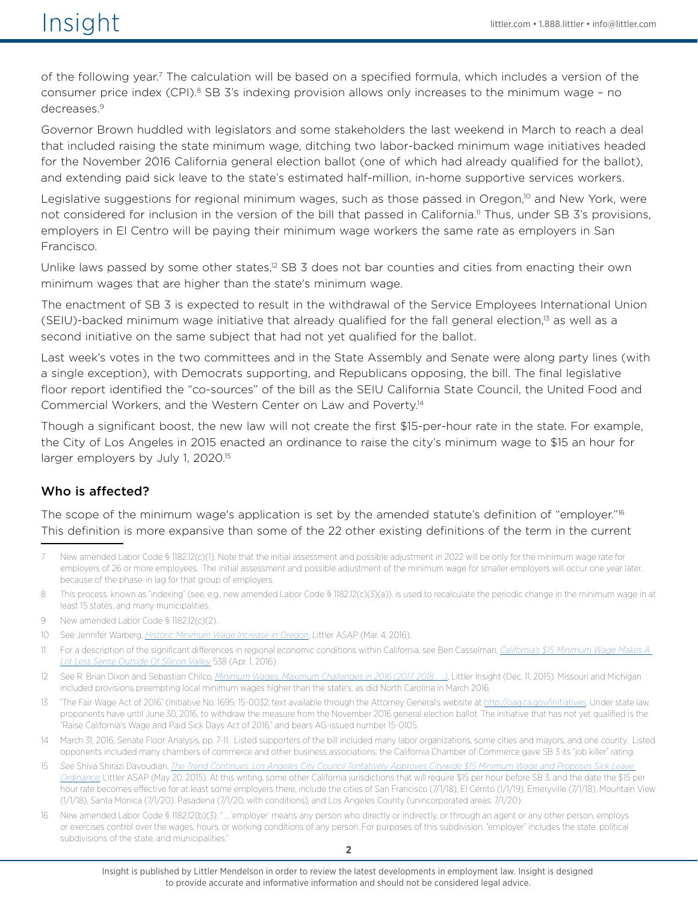of the following year.[7] The calculation will be based on a specified formula, which includes a version of the consumer price index (CPI).[8] SB 3's indexing provision allows only increases to the minimum wage – no decreases.[9]

Governor Brown huddled with legislators and some stakeholders the last weekend in March to reach a deal that included raising the state minimum wage, ditching two labor-backed minimum wage initiatives headed for the November 2016 California general election ballot (one of which had already qualified for the ballot), and extending paid sick leave to the state's estimated half-million, in-home supportive services workers.

Legislative suggestions for regional minimum wages, such as those passed in Oregon,[10] and New York, were not considered for inclusion in the version of the bill that passed in California.[11] Thus, under SB 3's provisions, employers in El Centro will be paying their minimum wage workers the same rate as employers in San Francisco.

Unlike laws passed by some other states,[12] SB 3 does not bar counties and cities from enacting their own minimum wages that are higher than the state's minimum wage.

The enactment of SB 3 is expected to result in the withdrawal of the Service Employees International Union (SEIU)-backed minimum wage initiative that already qualified for the fall general election,[13] as well as a second initiative on the same subject that had not yet qualified for the ballot.

Last week's votes in the two committees and in the State Assembly and Senate were along party lines (with a single exception), with Democrats supporting, and Republicans opposing, the bill. The final legislative floor report identified the "co-sources" of the bill as the SEIU California State Council, the United Food and Commercial Workers, and the Western Center on Law and Poverty.[14]

Though a significant boost, the new law will not create the first $15-per-hour rate in the state. For example, the City of Los Angeles in 2015 enacted an ordinance to raise the city's minimum wage to $15 an hour for larger employers by July 1, 2020.[15]

## Who is affected?

The scope of the minimum wage's application is set by the amended statute's definition of "employer."[16] This definition is more expansive than some of the 22 other existing definitions of the term in the current

---

7 New amended Labor Code § 1182.12(c)(1). Note that the initial assessment and possible adjustment in 2022 will be only for the minimum wage rate for employers of 26 or more employees. The initial assessment and possible adjustment of the minimum wage for smaller employers will occur one year later, because of the phase-in lag for that group of employers.

8 This process, known as "indexing" (see, e.g., new amended Labor Code § 1182.12(c)(3)(a)), is used to recalculate the periodic change in the minimum wage in at least 15 states, and many municipalities.

9 New amended Labor Code § 1182.12(c)(2).

10 See Jennifer Warberg, *Historic Minimum Wage Increase in Oregon*, Littler ASAP (Mar. 4, 2016).

11 For a description of the significant differences in regional economic conditions within California, see Ben Casselman, *California's $15 Minimum Wage Makes A Lot Less Sense Outside Of Silicon Valley* 538 (Apr. 1, 2016).

12 See R. Brian Dixon and Sebastian Chilco, *Minimum Wages, Maximum Challenges in 2016 (2017, 2018 . . .)*, Littler Insight (Dec. 11, 2015). Missouri and Michigan included provisions preempting local minimum wages higher than the state's, as did North Carolina in March 2016.

13 "The Fair Wage Act of 2016" (Initiative No. 1695; 15-0032; text available through the Attorney General's website at http://oag.ca.gov/initiatives. Under state law, proponents have until June 30, 2016, to withdraw the measure from the November 2016 general election ballot. The initiative that has not yet qualified is the "Raise California's Wage and Paid Sick Days Act of 2016," and bears AG-issued number 15-0105.

14 March 31, 2016, Senate Floor Analysis, pp. 7-11. Listed supporters of the bill included many labor organizations, some cities and mayors, and one county. Listed opponents included many chambers of commerce and other business associations; the California Chamber of Commerce gave SB 3 its "job killer" rating.

15 *See* Shiva Shirazi Davoudian, *The Trend Continues: Los Angeles City Council Tentatively Approves Citywide $15 Minimum Wage and Proposes Sick Leave Ordinance*, Littler ASAP (May 20, 2015). At this writing, some other California jurisdictions that will require $15 per hour before SB 3, and the date the $15 per hour rate becomes effective for at least some employers there, include the cities of San Francisco (7/1/18), El Cerrito (1/1/19), Emeryville (7/1/18), Mountain View (1/1/18), Santa Monica (7/1/20), Pasadena (7/1/20, with conditions), and Los Angeles County (unincorporated areas: 7/1/20).

16 New amended Labor Code § 1182.12(b)(3): " ... 'employer' means any person who directly or indirectly, or through an agent or any other person, employs or exercises control over the wages, hours, or working conditions of any person. For purposes of this subdivision, 'employer' includes the state, political subdivisions of the state, and municipalities."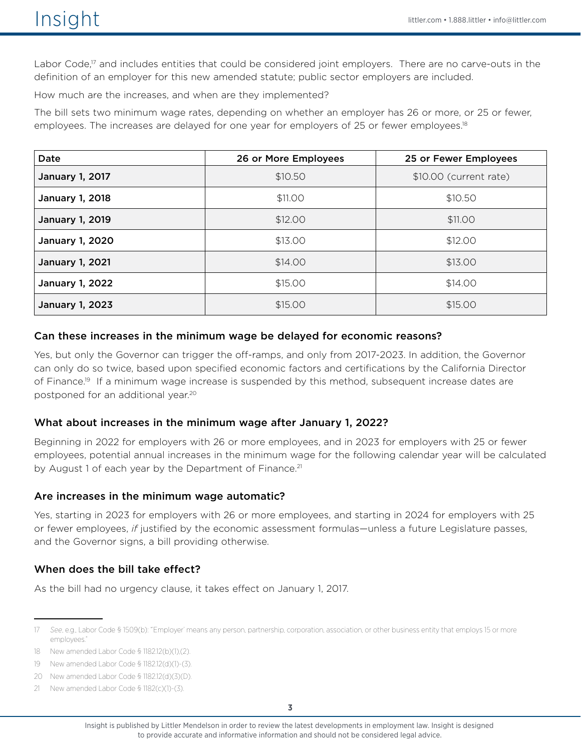Labor Code,[17] and includes entities that could be considered joint employers. There are no carve-outs in the definition of an employer for this new amended statute; public sector employers are included.

How much are the increases, and when are they implemented?

The bill sets two minimum wage rates, depending on whether an employer has 26 or more, or 25 or fewer, employees. The increases are delayed for one year for employers of 25 or fewer employees.[18]

| Date | 26 or More Employees | 25 or Fewer Employees |
|---|---|---|
| **January 1, 2017** | $10.50 | $10.00 (current rate) |
| **January 1, 2018** | $11.00 | $10.50 |
| **January 1, 2019** | $12.00 | $11.00 |
| **January 1, 2020** | $13.00 | $12.00 |
| **January 1, 2021** | $14.00 | $13.00 |
| **January 1, 2022** | $15.00 | $14.00 |
| **January 1, 2023** | $15.00 | $15.00 |

### Can these increases in the minimum wage be delayed for economic reasons?

Yes, but only the Governor can trigger the off-ramps, and only from 2017-2023. In addition, the Governor can only do so twice, based upon specified economic factors and certifications by the California Director of Finance.[19] If a minimum wage increase is suspended by this method, subsequent increase dates are postponed for an additional year.[20]

### What about increases in the minimum wage after January 1, 2022?

Beginning in 2022 for employers with 26 or more employees, and in 2023 for employers with 25 or fewer employees, potential annual increases in the minimum wage for the following calendar year will be calculated by August 1 of each year by the Department of Finance.[21]

### Are increases in the minimum wage automatic?

Yes, starting in 2023 for employers with 26 or more employees, and starting in 2024 for employers with 25 or fewer employees, *if* justified by the economic assessment formulas—unless a future Legislature passes, and the Governor signs, a bill providing otherwise.

### When does the bill take effect?

As the bill had no urgency clause, it takes effect on January 1, 2017.

---

17 *See*, e.g., Labor Code § 1509(b): "'Employer' means any person, partnership, corporation, association, or other business entity that employs 15 or more employees."

18 New amended Labor Code § 1182.12(b)(1),(2).

19 New amended Labor Code § 1182.12(d)(1)-(3).

20 New amended Labor Code § 1182.12(d)(3)(D).

21 New amended Labor Code § 1182(c)(1)-(3).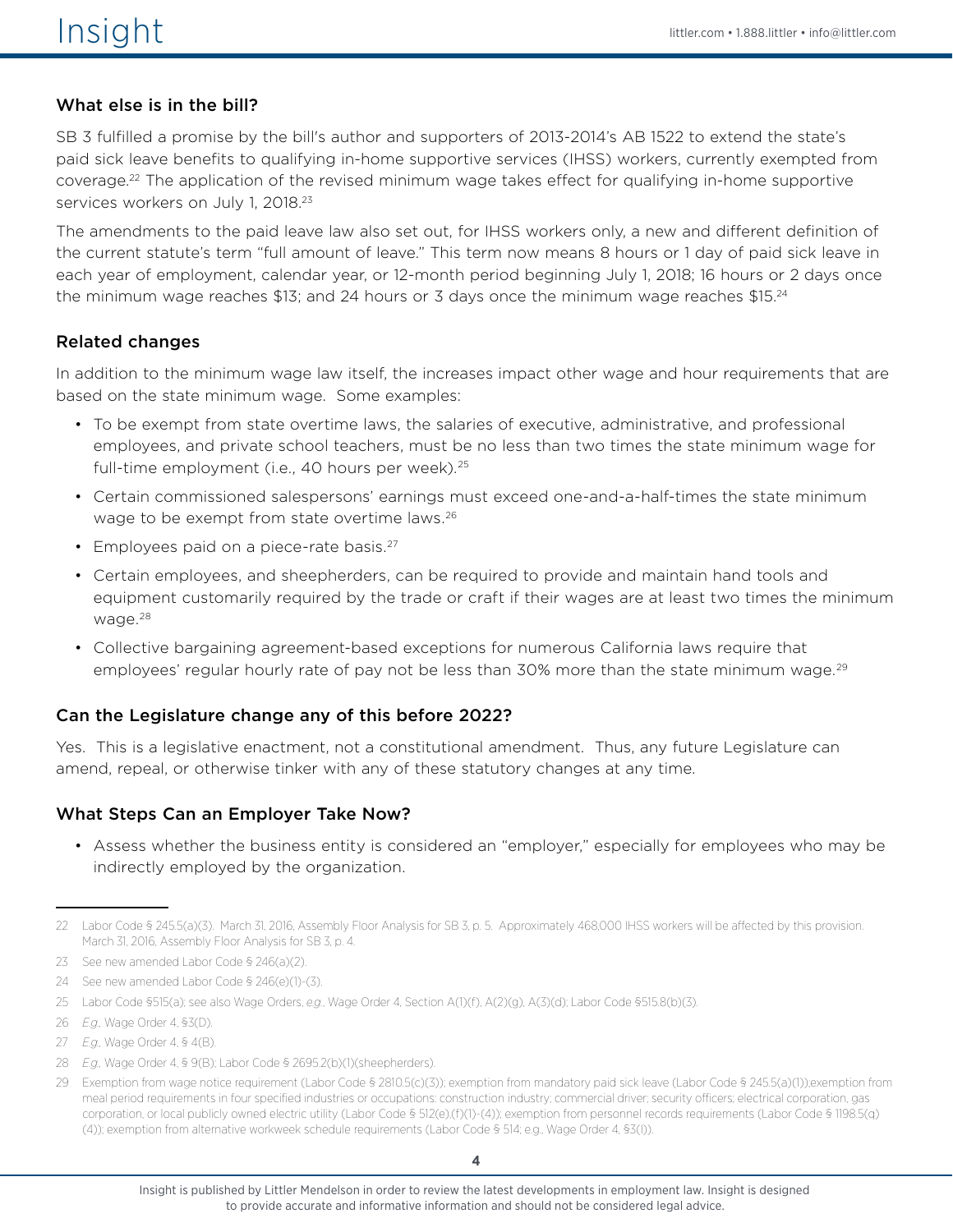### What else is in the bill?

SB 3 fulfilled a promise by the bill's author and supporters of 2013-2014's AB 1522 to extend the state's paid sick leave benefits to qualifying in-home supportive services (IHSS) workers, currently exempted from coverage.[22] The application of the revised minimum wage takes effect for qualifying in-home supportive services workers on July 1, 2018.[23]

The amendments to the paid leave law also set out, for IHSS workers only, a new and different definition of the current statute's term "full amount of leave." This term now means 8 hours or 1 day of paid sick leave in each year of employment, calendar year, or 12-month period beginning July 1, 2018; 16 hours or 2 days once the minimum wage reaches $13; and 24 hours or 3 days once the minimum wage reaches $15.[24]

### Related changes

In addition to the minimum wage law itself, the increases impact other wage and hour requirements that are based on the state minimum wage.  Some examples:

- To be exempt from state overtime laws, the salaries of executive, administrative, and professional employees, and private school teachers, must be no less than two times the state minimum wage for full-time employment (i.e., 40 hours per week).[25]
- Certain commissioned salespersons' earnings must exceed one-and-a-half-times the state minimum wage to be exempt from state overtime laws.[26]
- Employees paid on a piece-rate basis.[27]
- Certain employees, and sheepherders, can be required to provide and maintain hand tools and equipment customarily required by the trade or craft if their wages are at least two times the minimum wage.[28]
- Collective bargaining agreement-based exceptions for numerous California laws require that employees' regular hourly rate of pay not be less than 30% more than the state minimum wage.[29]

### Can the Legislature change any of this before 2022?

Yes.  This is a legislative enactment, not a constitutional amendment.  Thus, any future Legislature can amend, repeal, or otherwise tinker with any of these statutory changes at any time.

### What Steps Can an Employer Take Now?

- Assess whether the business entity is considered an "employer," especially for employees who may be indirectly employed by the organization.

---

22 Labor Code § 245.5(a)(3).  March 31, 2016, Assembly Floor Analysis for SB 3, p. 5.  Approximately 468,000 IHSS workers will be affected by this provision. March 31, 2016, Assembly Floor Analysis for SB 3, p. 4.

23 See new amended Labor Code § 246(a)(2).

24 See new amended Labor Code § 246(e)(1)-(3).

25 Labor Code §515(a); see also Wage Orders, *e.g.*, Wage Order 4, Section A(1)(f), A(2)(g), A(3)(d); Labor Code §515.8(b)(3).

26 *E.g.*, Wage Order 4, §3(D).

27 *E.g.*, Wage Order 4, § 4(B).

28 *E.g.*, Wage Order 4, § 9(B); Labor Code § 2695.2(b)(1)(sheepherders).

29 Exemption from wage notice requirement (Labor Code § 2810.5(c)(3)); exemption from mandatory paid sick leave (Labor Code § 245.5(a)(1));exemption from meal period requirements in four specified industries or occupations: construction industry; commercial driver; security officers; electrical corporation, gas corporation, or local publicly owned electric utility (Labor Code § 512(e),(f)(1)-(4)); exemption from personnel records requirements (Labor Code § 1198.5(q)(4)); exemption from alternative workweek schedule requirements (Labor Code § 514; e.g., Wage Order 4, §3(I)).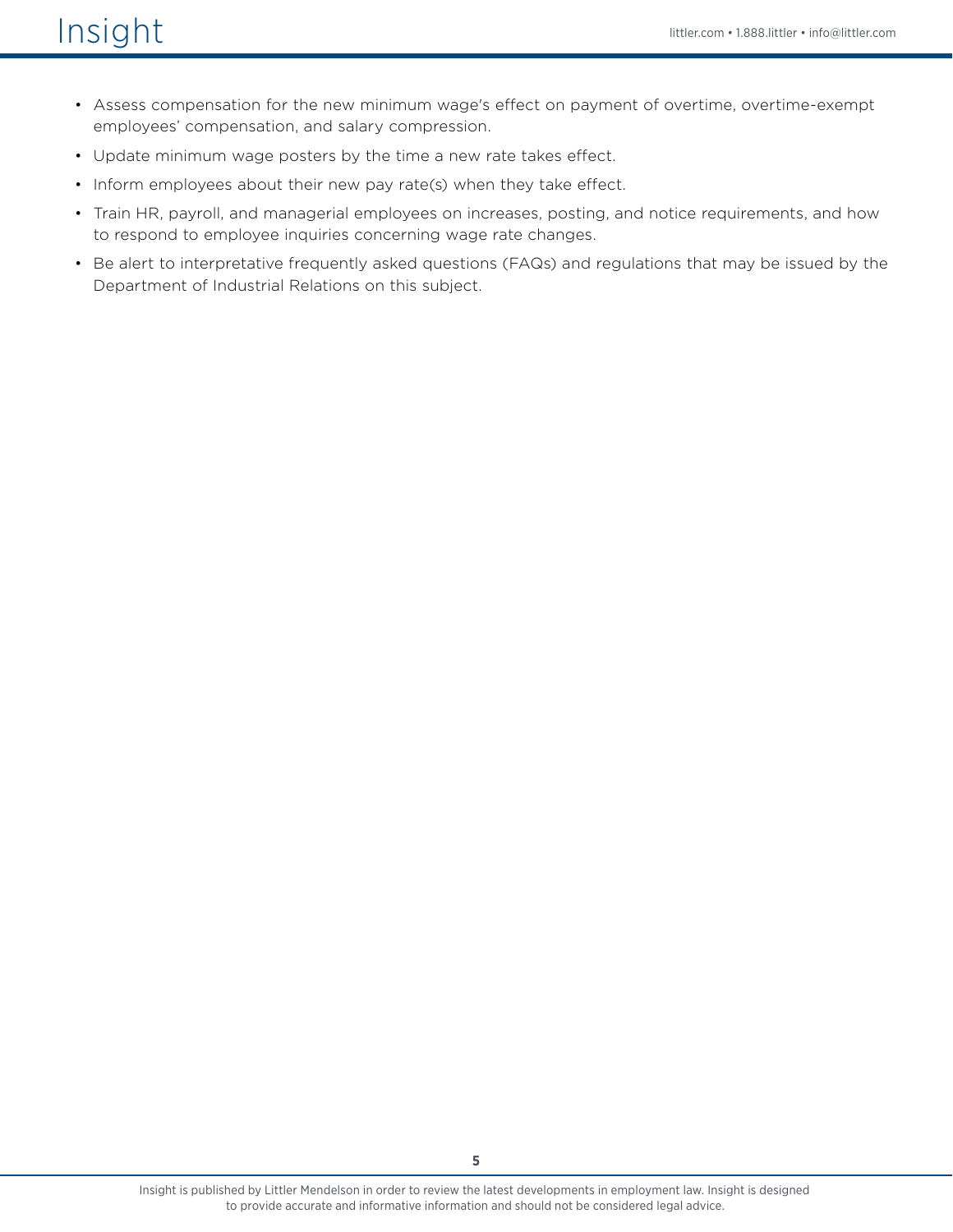- Assess compensation for the new minimum wage's effect on payment of overtime, overtime-exempt employees' compensation, and salary compression.
- Update minimum wage posters by the time a new rate takes effect.
- Inform employees about their new pay rate(s) when they take effect.
- Train HR, payroll, and managerial employees on increases, posting, and notice requirements, and how to respond to employee inquiries concerning wage rate changes.
- Be alert to interpretative frequently asked questions (FAQs) and regulations that may be issued by the Department of Industrial Relations on this subject.